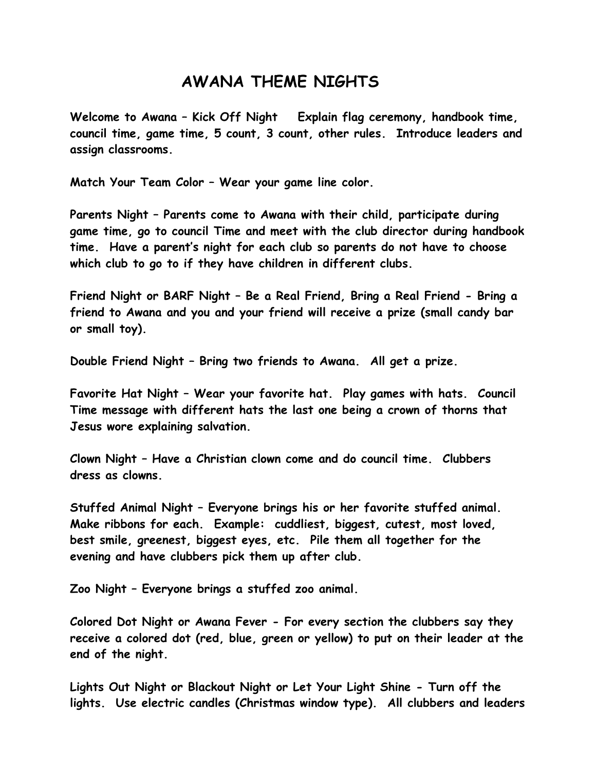# AWANA THEME NIGHTS

**Welcome to Awana – Kick Off Night  Explain flag ceremony, handbook time, council time, game time, 5 count, 3 count, other rules. Introduce leaders and assign classrooms.**

**Match Your Team Color – Wear your game line color.**

**Parents Night – Parents come to Awana with their child, participate during game time, go to council Time and meet with the club director during handbook time. Have a parent's night for each club so parents do not have to choose which club to go to if they have children in different clubs.**

**Friend Night or BARF Night – Be a Real Friend, Bring a Real Friend - Bring a friend to Awana and you and your friend will receive a prize (small candy bar or small toy).**

**Double Friend Night – Bring two friends to Awana. All get a prize.**

**Favorite Hat Night – Wear your favorite hat. Play games with hats. Council Time message with different hats the last one being a crown of thorns that Jesus wore explaining salvation.**

**Clown Night – Have a Christian clown come and do council time. Clubbers dress as clowns.**

**Stuffed Animal Night – Everyone brings his or her favorite stuffed animal. Make ribbons for each. Example: cuddliest, biggest, cutest, most loved, best smile, greenest, biggest eyes, etc. Pile them all together for the evening and have clubbers pick them up after club.**

**Zoo Night – Everyone brings a stuffed zoo animal.**

**Colored Dot Night or Awana Fever - For every section the clubbers say they receive a colored dot (red, blue, green or yellow) to put on their leader at the end of the night.**

**Lights Out Night or Blackout Night or Let Your Light Shine - Turn off the lights. Use electric candles (Christmas window type). All clubbers and leaders**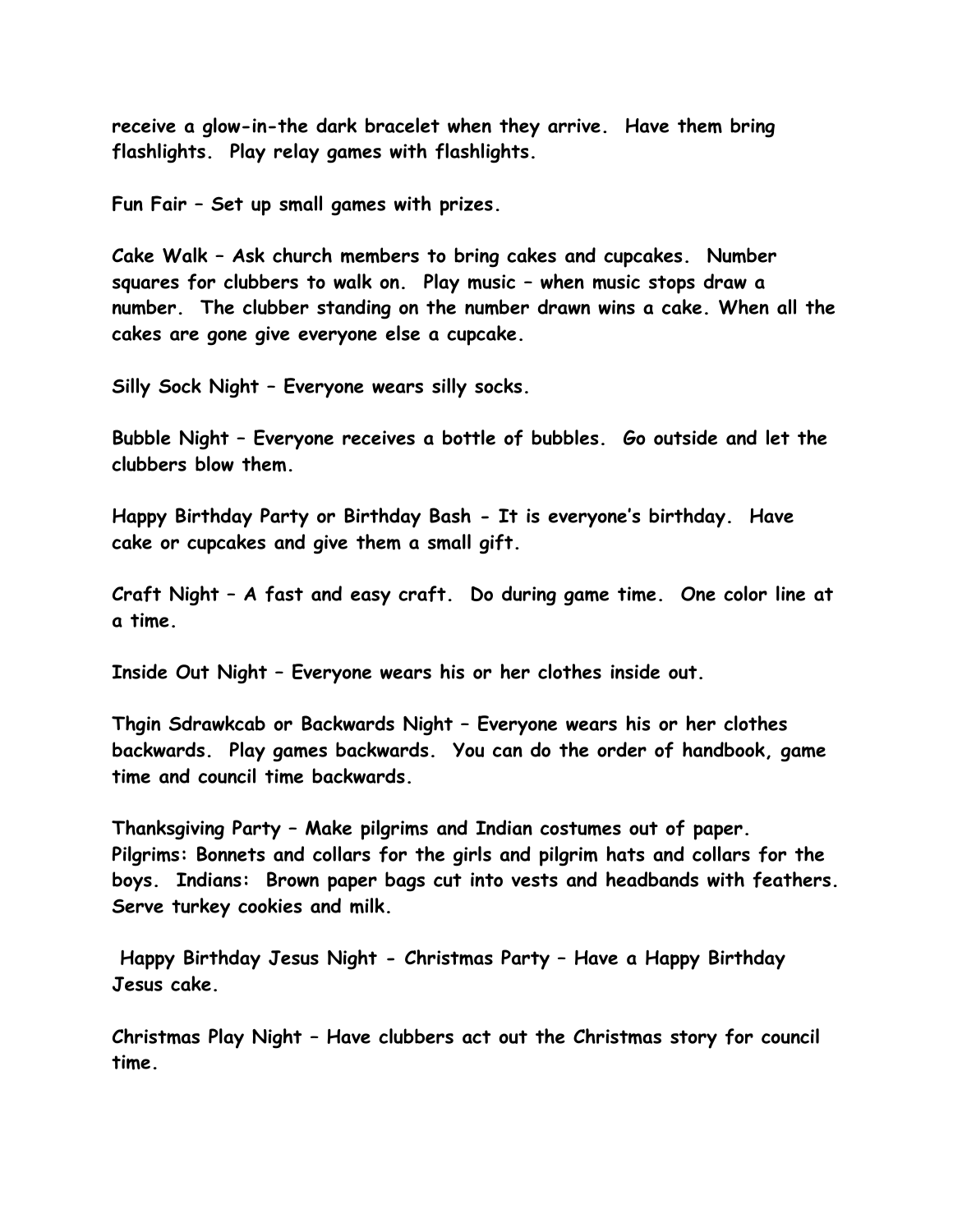receive a glow-in-the dark bracelet when they arrive. Have them bring flashlights. Play relay games with flashlights.

Fun Fair – Set up small games with prizes.

Cake Walk – Ask church members to bring cakes and cupcakes. Number squares for clubbers to walk on. Play music – when music stops draw a number. The clubber standing on the number drawn wins a cake. When all the cakes are gone give everyone else a cupcake.

Silly Sock Night – Everyone wears silly socks.

Bubble Night – Everyone receives a bottle of bubbles. Go outside and let the clubbers blow them.

Happy Birthday Party or Birthday Bash - It is everyone's birthday. Have cake or cupcakes and give them a small gift.

Craft Night – A fast and easy craft. Do during game time. One color line at a time.

Inside Out Night – Everyone wears his or her clothes inside out.

Thgin Sdrawkcab or Backwards Night – Everyone wears his or her clothes backwards. Play games backwards. You can do the order of handbook, game time and council time backwards.

Thanksgiving Party – Make pilgrims and Indian costumes out of paper. Pilgrims: Bonnets and collars for the girls and pilgrim hats and collars for the boys. Indians: Brown paper bags cut into vests and headbands with feathers. Serve turkey cookies and milk.

Happy Birthday Jesus Night - Christmas Party – Have a Happy Birthday Jesus cake.

Christmas Play Night – Have clubbers act out the Christmas story for council time.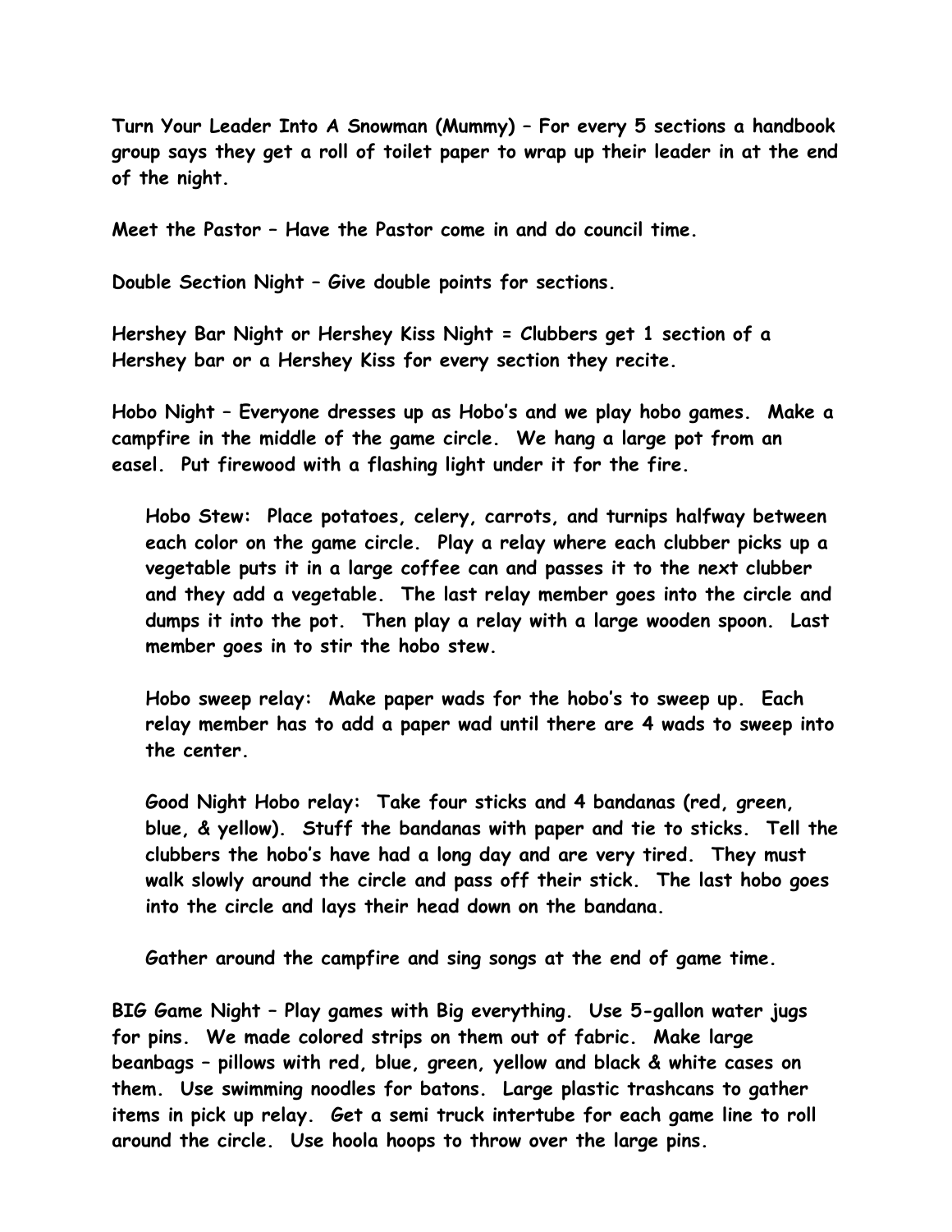**Turn Your Leader Into A Snowman (Mummy) – For every 5 sections a handbook group says they get a roll of toilet paper to wrap up their leader in at the end of the night.**

**Meet the Pastor – Have the Pastor come in and do council time.**

**Double Section Night – Give double points for sections.**

**Hershey Bar Night or Hershey Kiss Night = Clubbers get 1 section of a Hershey bar or a Hershey Kiss for every section they recite.**

**Hobo Night – Everyone dresses up as Hobo's and we play hobo games. Make a campfire in the middle of the game circle. We hang a large pot from an easel. Put firewood with a flashing light under it for the fire.**

> **Hobo Stew: Place potatoes, celery, carrots, and turnips halfway between each color on the game circle. Play a relay where each clubber picks up a vegetable puts it in a large coffee can and passes it to the next clubber and they add a vegetable. The last relay member goes into the circle and dumps it into the pot. Then play a relay with a large wooden spoon. Last member goes in to stir the hobo stew.**
>
> **Hobo sweep relay: Make paper wads for the hobo's to sweep up. Each relay member has to add a paper wad until there are 4 wads to sweep into the center.**
>
> **Good Night Hobo relay: Take four sticks and 4 bandanas (red, green, blue, & yellow). Stuff the bandanas with paper and tie to sticks. Tell the clubbers the hobo's have had a long day and are very tired. They must walk slowly around the circle and pass off their stick. The last hobo goes into the circle and lays their head down on the bandana.**
>
> **Gather around the campfire and sing songs at the end of game time.**

**BIG Game Night – Play games with Big everything. Use 5-gallon water jugs for pins. We made colored strips on them out of fabric. Make large beanbags – pillows with red, blue, green, yellow and black & white cases on them. Use swimming noodles for batons. Large plastic trashcans to gather items in pick up relay. Get a semi truck intertube for each game line to roll around the circle. Use hoola hoops to throw over the large pins.**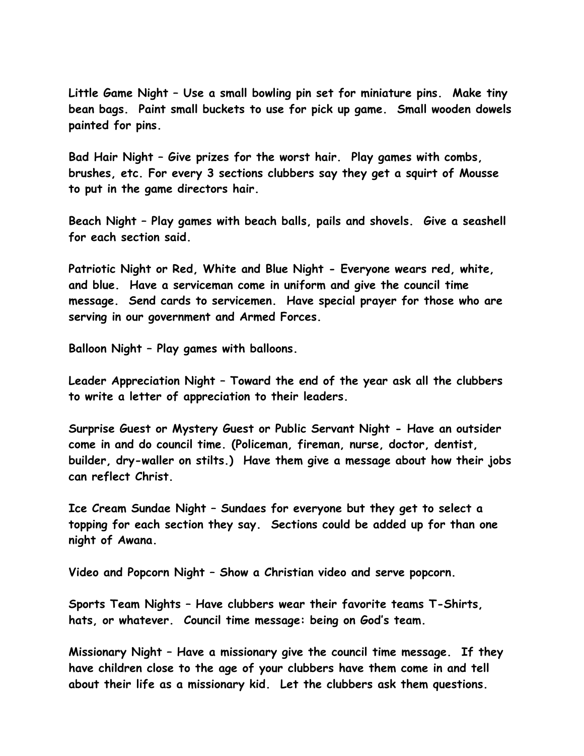**Little Game Night – Use a small bowling pin set for miniature pins. Make tiny bean bags. Paint small buckets to use for pick up game. Small wooden dowels painted for pins.**

**Bad Hair Night – Give prizes for the worst hair. Play games with combs, brushes, etc. For every 3 sections clubbers say they get a squirt of Mousse to put in the game directors hair.**

**Beach Night – Play games with beach balls, pails and shovels. Give a seashell for each section said.**

**Patriotic Night or Red, White and Blue Night - Everyone wears red, white, and blue. Have a serviceman come in uniform and give the council time message. Send cards to servicemen. Have special prayer for those who are serving in our government and Armed Forces.**

**Balloon Night – Play games with balloons.**

**Leader Appreciation Night – Toward the end of the year ask all the clubbers to write a letter of appreciation to their leaders.**

**Surprise Guest or Mystery Guest or Public Servant Night - Have an outsider come in and do council time. (Policeman, fireman, nurse, doctor, dentist, builder, dry-waller on stilts.) Have them give a message about how their jobs can reflect Christ.**

**Ice Cream Sundae Night – Sundaes for everyone but they get to select a topping for each section they say. Sections could be added up for than one night of Awana.**

**Video and Popcorn Night – Show a Christian video and serve popcorn.**

**Sports Team Nights – Have clubbers wear their favorite teams T-Shirts, hats, or whatever. Council time message: being on God's team.**

**Missionary Night – Have a missionary give the council time message. If they have children close to the age of your clubbers have them come in and tell about their life as a missionary kid. Let the clubbers ask them questions.**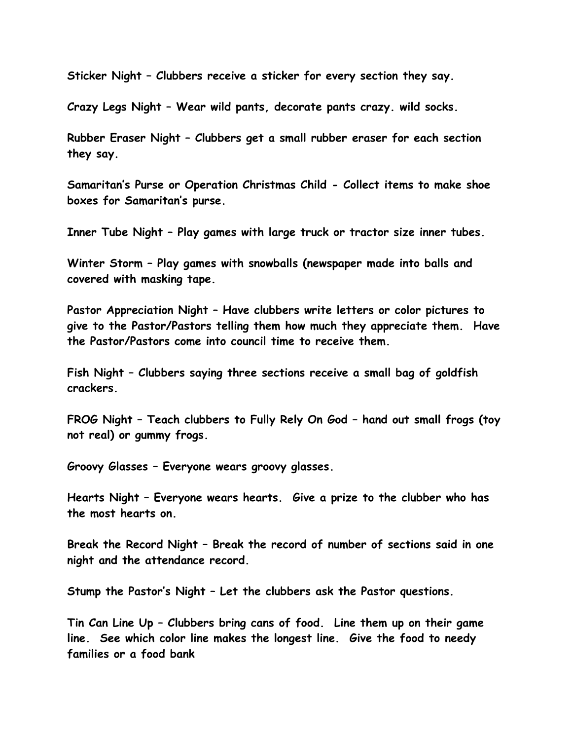**Sticker Night – Clubbers receive a sticker for every section they say.**

**Crazy Legs Night – Wear wild pants, decorate pants crazy. wild socks.**

**Rubber Eraser Night – Clubbers get a small rubber eraser for each section they say.**

**Samaritan's Purse or Operation Christmas Child - Collect items to make shoe boxes for Samaritan's purse.**

**Inner Tube Night – Play games with large truck or tractor size inner tubes.**

**Winter Storm – Play games with snowballs (newspaper made into balls and covered with masking tape.**

**Pastor Appreciation Night – Have clubbers write letters or color pictures to give to the Pastor/Pastors telling them how much they appreciate them. Have the Pastor/Pastors come into council time to receive them.**

**Fish Night – Clubbers saying three sections receive a small bag of goldfish crackers.**

**FROG Night – Teach clubbers to Fully Rely On God – hand out small frogs (toy not real) or gummy frogs.**

**Groovy Glasses – Everyone wears groovy glasses.**

**Hearts Night – Everyone wears hearts. Give a prize to the clubber who has the most hearts on.**

**Break the Record Night – Break the record of number of sections said in one night and the attendance record.**

**Stump the Pastor's Night – Let the clubbers ask the Pastor questions.**

**Tin Can Line Up – Clubbers bring cans of food. Line them up on their game line. See which color line makes the longest line. Give the food to needy families or a food bank**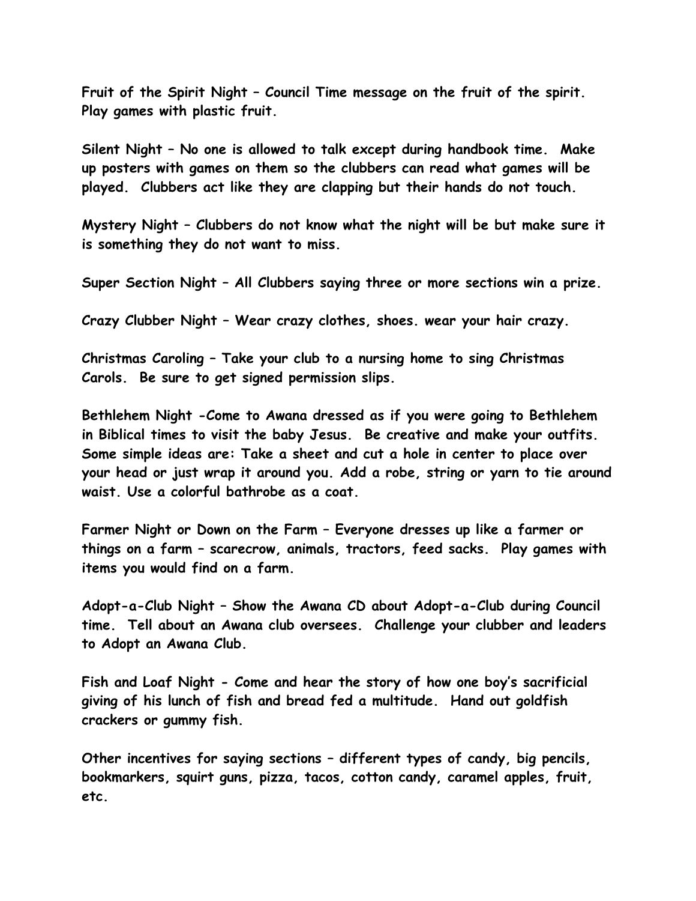**Fruit of the Spirit Night – Council Time message on the fruit of the spirit. Play games with plastic fruit.**

**Silent Night – No one is allowed to talk except during handbook time. Make up posters with games on them so the clubbers can read what games will be played. Clubbers act like they are clapping but their hands do not touch.**

**Mystery Night – Clubbers do not know what the night will be but make sure it is something they do not want to miss.**

**Super Section Night – All Clubbers saying three or more sections win a prize.**

**Crazy Clubber Night – Wear crazy clothes, shoes. wear your hair crazy.**

**Christmas Caroling – Take your club to a nursing home to sing Christmas Carols. Be sure to get signed permission slips.**

**Bethlehem Night -Come to Awana dressed as if you were going to Bethlehem in Biblical times to visit the baby Jesus. Be creative and make your outfits. Some simple ideas are: Take a sheet and cut a hole in center to place over your head or just wrap it around you. Add a robe, string or yarn to tie around waist. Use a colorful bathrobe as a coat.**

**Farmer Night or Down on the Farm – Everyone dresses up like a farmer or things on a farm – scarecrow, animals, tractors, feed sacks. Play games with items you would find on a farm.**

**Adopt-a-Club Night – Show the Awana CD about Adopt-a-Club during Council time. Tell about an Awana club oversees. Challenge your clubber and leaders to Adopt an Awana Club.**

**Fish and Loaf Night - Come and hear the story of how one boy's sacrificial giving of his lunch of fish and bread fed a multitude. Hand out goldfish crackers or gummy fish.**

**Other incentives for saying sections – different types of candy, big pencils, bookmarkers, squirt guns, pizza, tacos, cotton candy, caramel apples, fruit, etc.**